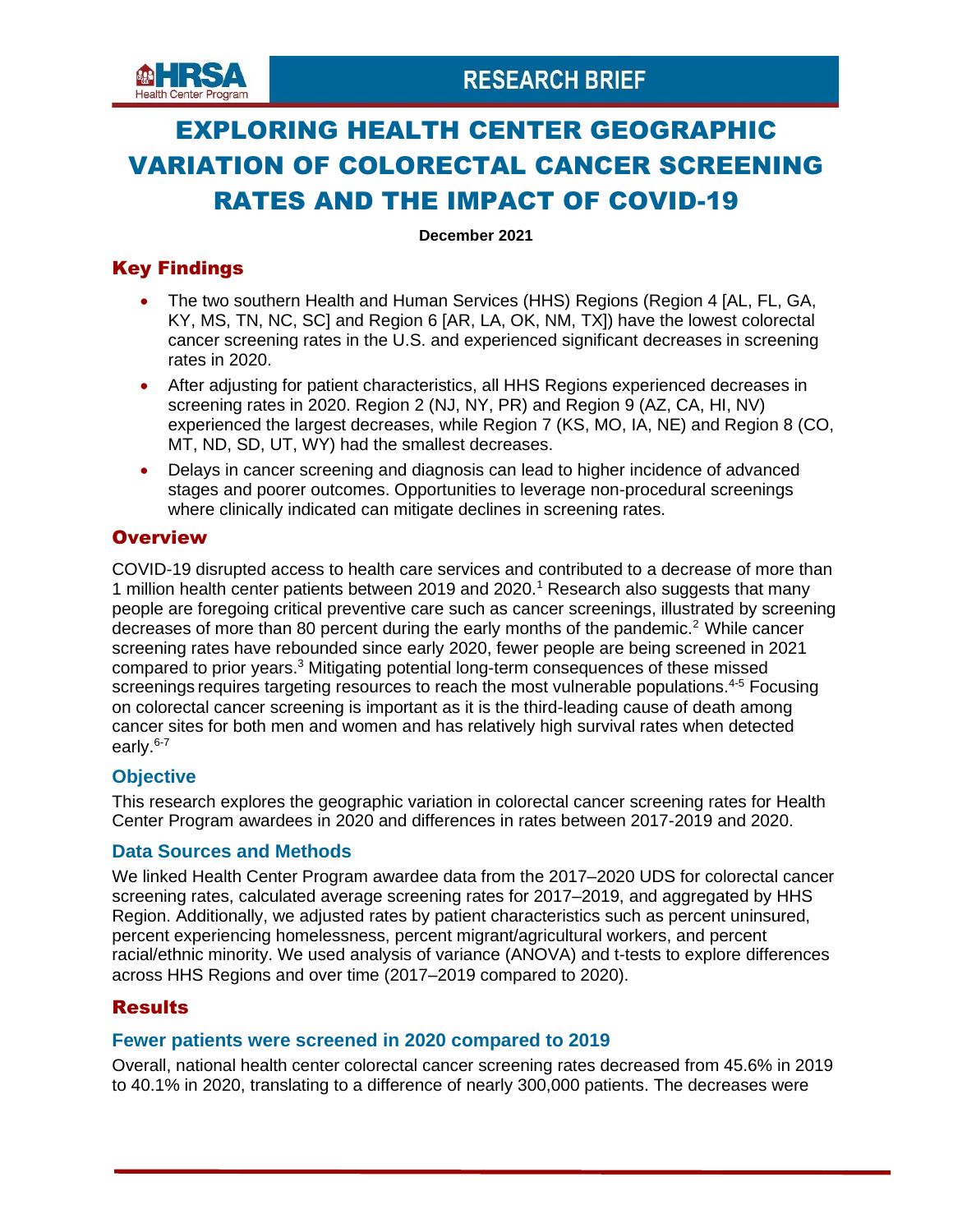# EXPLORING HEALTH CENTER GEOGRAPHIC VARIATION OF COLORECTAL CANCER SCREENING RATES AND THE IMPACT OF COVID-19

**December 2021**

## Key Findings

- The two southern Health and Human Services (HHS) Regions (Region 4 [AL, FL, GA, KY, MS, TN, NC, SC] and Region 6 [AR, LA, OK, NM, TX]) have the lowest colorectal cancer screening rates in the U.S. and experienced significant decreases in screening rates in 2020.
- After adjusting for patient characteristics, all HHS Regions experienced decreases in screening rates in 2020. Region 2 (NJ, NY, PR) and Region 9 (AZ, CA, HI, NV) experienced the largest decreases, while Region 7 (KS, MO, IA, NE) and Region 8 (CO, MT, ND, SD, UT, WY) had the smallest decreases.
- Delays in cancer screening and diagnosis can lead to higher incidence of advanced stages and poorer outcomes. Opportunities to leverage non-procedural screenings where clinically indicated can mitigate declines in screening rates.

## Overview

COVID-19 disrupted access to health care services and contributed to a decrease of more than 1 million health center patients between 2019 and 2020.[1] Research also suggests that many people are foregoing critical preventive care such as cancer screenings, illustrated by screening decreases of more than 80 percent during the early months of the pandemic.[2] While cancer screening rates have rebounded since early 2020, fewer people are being screened in 2021 compared to prior years.[3] Mitigating potential long-term consequences of these missed screenings requires targeting resources to reach the most vulnerable populations.[4-5] Focusing on colorectal cancer screening is important as it is the third-leading cause of death among cancer sites for both men and women and has relatively high survival rates when detected early.[6-7]

### Objective

This research explores the geographic variation in colorectal cancer screening rates for Health Center Program awardees in 2020 and differences in rates between 2017-2019 and 2020.

### Data Sources and Methods

We linked Health Center Program awardee data from the 2017–2020 UDS for colorectal cancer screening rates, calculated average screening rates for 2017–2019, and aggregated by HHS Region. Additionally, we adjusted rates by patient characteristics such as percent uninsured, percent experiencing homelessness, percent migrant/agricultural workers, and percent racial/ethnic minority. We used analysis of variance (ANOVA) and t-tests to explore differences across HHS Regions and over time (2017–2019 compared to 2020).

## Results

### Fewer patients were screened in 2020 compared to 2019

Overall, national health center colorectal cancer screening rates decreased from 45.6% in 2019 to 40.1% in 2020, translating to a difference of nearly 300,000 patients. The decreases were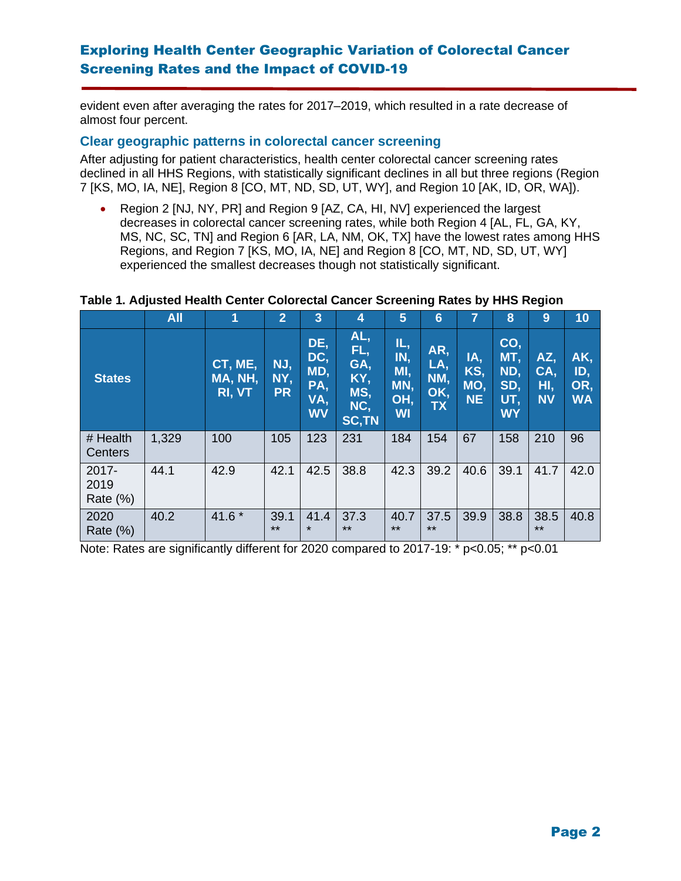evident even after averaging the rates for 2017–2019, which resulted in a rate decrease of almost four percent.

## Clear geographic patterns in colorectal cancer screening

After adjusting for patient characteristics, health center colorectal cancer screening rates declined in all HHS Regions, with statistically significant declines in all but three regions (Region 7 [KS, MO, IA, NE], Region 8 [CO, MT, ND, SD, UT, WY], and Region 10 [AK, ID, OR, WA]).

- Region 2 [NJ, NY, PR] and Region 9 [AZ, CA, HI, NV] experienced the largest decreases in colorectal cancer screening rates, while both Region 4 [AL, FL, GA, KY, MS, NC, SC, TN] and Region 6 [AR, LA, NM, OK, TX] have the lowest rates among HHS Regions, and Region 7 [KS, MO, IA, NE] and Region 8 [CO, MT, ND, SD, UT, WY] experienced the smallest decreases though not statistically significant.

**Table 1. Adjusted Health Center Colorectal Cancer Screening Rates by HHS Region**

| | All | 1 | 2 | 3 | 4 | 5 | 6 | 7 | 8 | 9 | 10 |
|---|---|---|---|---|---|---|---|---|---|---|---|
| **States** | | CT, ME, MA, NH, RI, VT | NJ, NY, PR | DE, DC, MD, PA, VA, WV | AL, FL, GA, KY, MS, NC, SC,TN | IL, IN, MI, MN, OH, WI | AR, LA, NM, OK, TX | IA, KS, MO, NE | CO, MT, ND, SD, UT, WY | AZ, CA, HI, NV | AK, ID, OR, WA |
| # Health Centers | 1,329 | 100 | 105 | 123 | 231 | 184 | 154 | 67 | 158 | 210 | 96 |
| 2017-2019 Rate (%) | 44.1 | 42.9 | 42.1 | 42.5 | 38.8 | 42.3 | 39.2 | 40.6 | 39.1 | 41.7 | 42.0 |
| 2020 Rate (%) | 40.2 | 41.6 * | 39.1 ** | 41.4 * | 37.3 ** | 40.7 ** | 37.5 ** | 39.9 | 38.8 | 38.5 ** | 40.8 |

Note: Rates are significantly different for 2020 compared to 2017-19: * $p<0.05$; ** $p<0.01$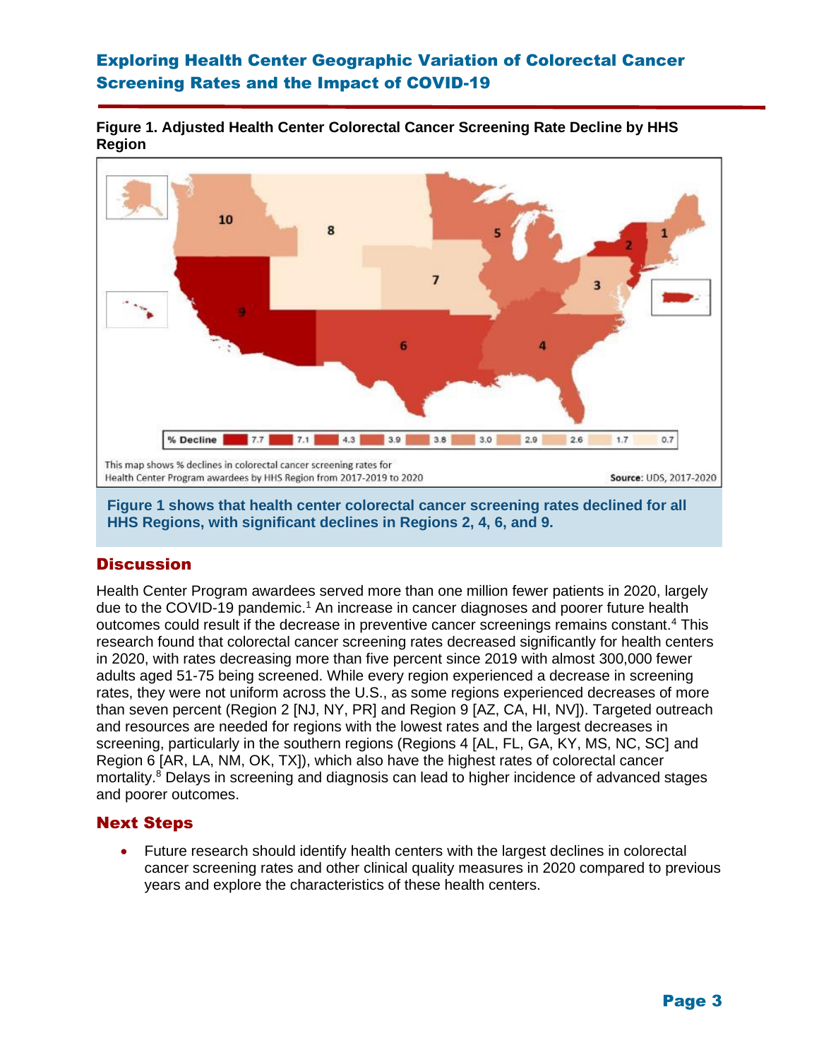**Figure 1. Adjusted Health Center Colorectal Cancer Screening Rate Decline by HHS Region**

% Decline: 7.7, 7.1, 4.3, 3.9, 3.8, 3.0, 2.9, 2.6, 1.7, 0.7

This map shows % declines in colorectal cancer screening rates for Health Center Program awardees by HHS Region from 2017-2019 to 2020

**Source**: UDS, 2017-2020

**Figure 1 shows that health center colorectal cancer screening rates declined for all HHS Regions, with significant declines in Regions 2, 4, 6, and 9.**

## Discussion

Health Center Program awardees served more than one million fewer patients in 2020, largely due to the COVID-19 pandemic.[1] An increase in cancer diagnoses and poorer future health outcomes could result if the decrease in preventive cancer screenings remains constant.[4] This research found that colorectal cancer screening rates decreased significantly for health centers in 2020, with rates decreasing more than five percent since 2019 with almost 300,000 fewer adults aged 51-75 being screened. While every region experienced a decrease in screening rates, they were not uniform across the U.S., as some regions experienced decreases of more than seven percent (Region 2 [NJ, NY, PR] and Region 9 [AZ, CA, HI, NV]). Targeted outreach and resources are needed for regions with the lowest rates and the largest decreases in screening, particularly in the southern regions (Regions 4 [AL, FL, GA, KY, MS, NC, SC] and Region 6 [AR, LA, NM, OK, TX]), which also have the highest rates of colorectal cancer mortality.[8] Delays in screening and diagnosis can lead to higher incidence of advanced stages and poorer outcomes.

## Next Steps

- Future research should identify health centers with the largest declines in colorectal cancer screening rates and other clinical quality measures in 2020 compared to previous years and explore the characteristics of these health centers.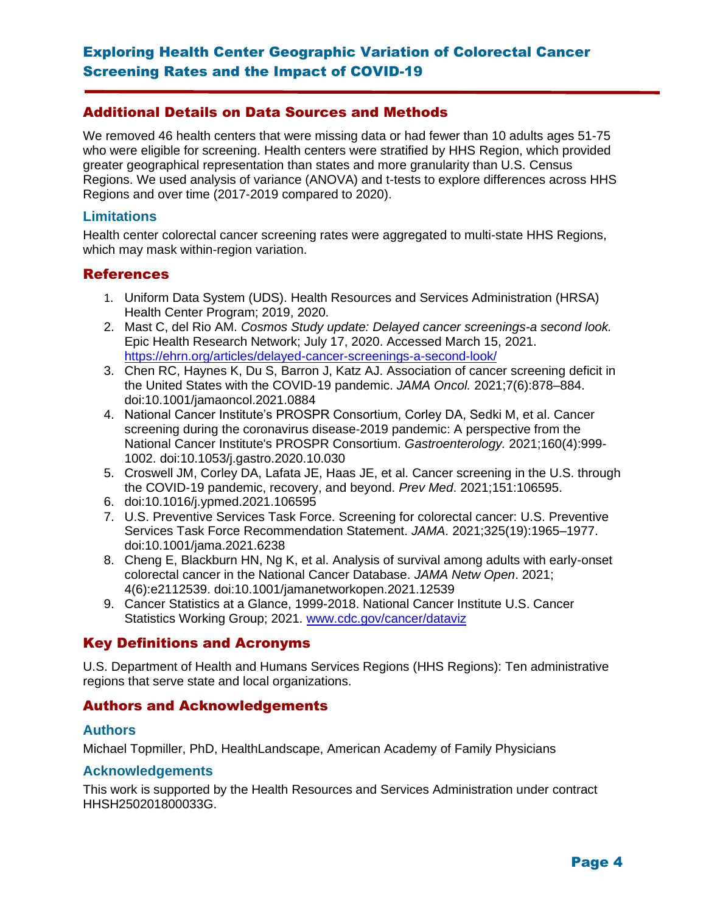## Additional Details on Data Sources and Methods

We removed 46 health centers that were missing data or had fewer than 10 adults ages 51-75 who were eligible for screening. Health centers were stratified by HHS Region, which provided greater geographical representation than states and more granularity than U.S. Census Regions. We used analysis of variance (ANOVA) and t-tests to explore differences across HHS Regions and over time (2017-2019 compared to 2020).

### Limitations

Health center colorectal cancer screening rates were aggregated to multi-state HHS Regions, which may mask within-region variation.

## References

1. Uniform Data System (UDS). Health Resources and Services Administration (HRSA) Health Center Program; 2019, 2020.
2. Mast C, del Rio AM. *Cosmos Study update: Delayed cancer screenings-a second look.* Epic Health Research Network; July 17, 2020. Accessed March 15, 2021. https://ehrn.org/articles/delayed-cancer-screenings-a-second-look/
3. Chen RC, Haynes K, Du S, Barron J, Katz AJ. Association of cancer screening deficit in the United States with the COVID-19 pandemic. *JAMA Oncol.* 2021;7(6):878–884. doi:10.1001/jamaoncol.2021.0884
4. National Cancer Institute's PROSPR Consortium, Corley DA, Sedki M, et al. Cancer screening during the coronavirus disease-2019 pandemic: A perspective from the National Cancer Institute's PROSPR Consortium. *Gastroenterology.* 2021;160(4):999-1002. doi:10.1053/j.gastro.2020.10.030
5. Croswell JM, Corley DA, Lafata JE, Haas JE, et al. Cancer screening in the U.S. through the COVID-19 pandemic, recovery, and beyond. *Prev Med*. 2021;151:106595.
6. doi:10.1016/j.ypmed.2021.106595
7. U.S. Preventive Services Task Force. Screening for colorectal cancer: U.S. Preventive Services Task Force Recommendation Statement. *JAMA*. 2021;325(19):1965–1977. doi:10.1001/jama.2021.6238
8. Cheng E, Blackburn HN, Ng K, et al. Analysis of survival among adults with early-onset colorectal cancer in the National Cancer Database. *JAMA Netw Open*. 2021; 4(6):e2112539. doi:10.1001/jamanetworkopen.2021.12539
9. Cancer Statistics at a Glance, 1999-2018. National Cancer Institute U.S. Cancer Statistics Working Group; 2021. www.cdc.gov/cancer/dataviz

## Key Definitions and Acronyms

U.S. Department of Health and Humans Services Regions (HHS Regions): Ten administrative regions that serve state and local organizations.

## Authors and Acknowledgements

### Authors

Michael Topmiller, PhD, HealthLandscape, American Academy of Family Physicians

### Acknowledgements

This work is supported by the Health Resources and Services Administration under contract HHSH250201800033G.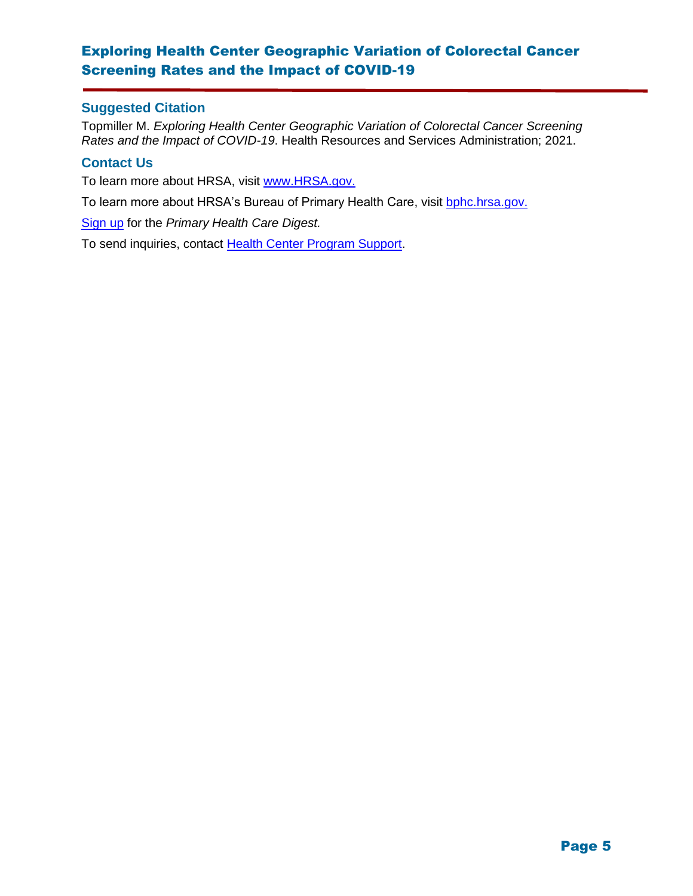## Suggested Citation

Topmiller M. *Exploring Health Center Geographic Variation of Colorectal Cancer Screening Rates and the Impact of COVID-19*. Health Resources and Services Administration; 2021.

## Contact Us

To learn more about HRSA, visit [www.HRSA.gov.](http://www.HRSA.gov)

To learn more about HRSA's Bureau of Primary Health Care, visit [bphc.hrsa.gov.](https://bphc.hrsa.gov)

[Sign up]() for the *Primary Health Care Digest.*

To send inquiries, contact [Health Center Program Support]().